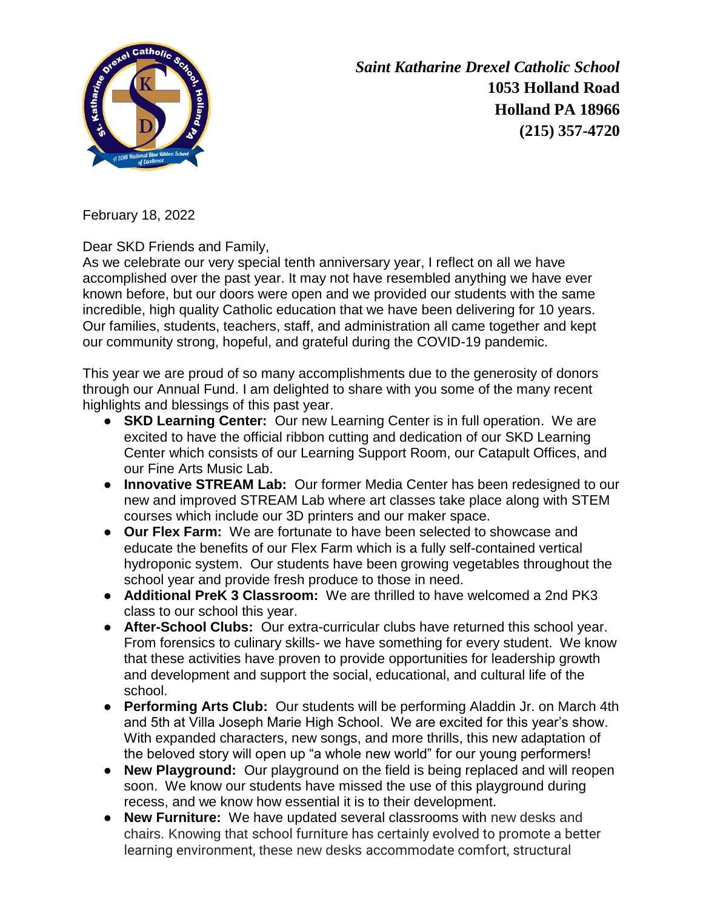*Saint Katharine Drexel Catholic School*
**1053 Holland Road**
**Holland PA 18966**
**(215) 357-4720**

February 18, 2022

Dear SKD Friends and Family,

As we celebrate our very special tenth anniversary year, I reflect on all we have accomplished over the past year. It may not have resembled anything we have ever known before, but our doors were open and we provided our students with the same incredible, high quality Catholic education that we have been delivering for 10 years. Our families, students, teachers, staff, and administration all came together and kept our community strong, hopeful, and grateful during the COVID-19 pandemic.

This year we are proud of so many accomplishments due to the generosity of donors through our Annual Fund. I am delighted to share with you some of the many recent highlights and blessings of this past year.

- **SKD Learning Center:** Our new Learning Center is in full operation. We are excited to have the official ribbon cutting and dedication of our SKD Learning Center which consists of our Learning Support Room, our Catapult Offices, and our Fine Arts Music Lab.
- **Innovative STREAM Lab:** Our former Media Center has been redesigned to our new and improved STREAM Lab where art classes take place along with STEM courses which include our 3D printers and our maker space.
- **Our Flex Farm:** We are fortunate to have been selected to showcase and educate the benefits of our Flex Farm which is a fully self-contained vertical hydroponic system. Our students have been growing vegetables throughout the school year and provide fresh produce to those in need.
- **Additional PreK 3 Classroom:** We are thrilled to have welcomed a 2nd PK3 class to our school this year.
- **After-School Clubs:** Our extra-curricular clubs have returned this school year. From forensics to culinary skills- we have something for every student. We know that these activities have proven to provide opportunities for leadership growth and development and support the social, educational, and cultural life of the school.
- **Performing Arts Club:** Our students will be performing Aladdin Jr. on March 4th and 5th at Villa Joseph Marie High School. We are excited for this year's show. With expanded characters, new songs, and more thrills, this new adaptation of the beloved story will open up "a whole new world" for our young performers!
- **New Playground:** Our playground on the field is being replaced and will reopen soon. We know our students have missed the use of this playground during recess, and we know how essential it is to their development.
- **New Furniture:** We have updated several classrooms with new desks and chairs. Knowing that school furniture has certainly evolved to promote a better learning environment, these new desks accommodate comfort, structural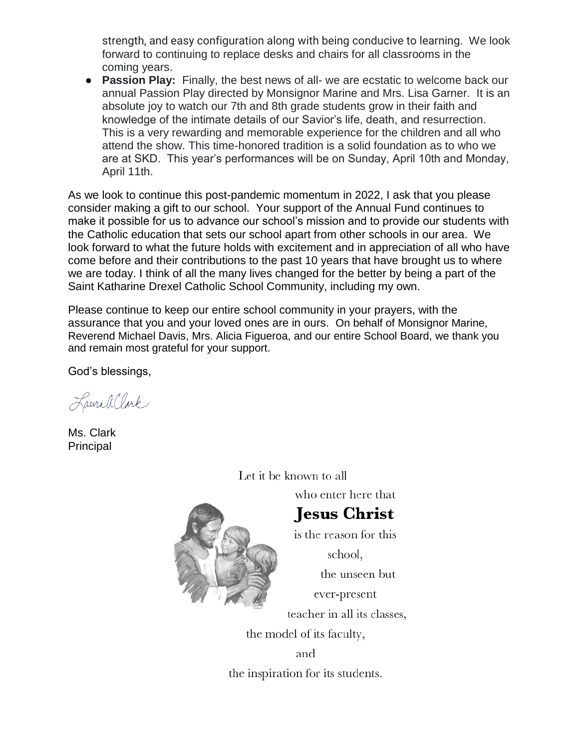strength, and easy configuration along with being conducive to learning. We look forward to continuing to replace desks and chairs for all classrooms in the coming years.

- **Passion Play:** Finally, the best news of all- we are ecstatic to welcome back our annual Passion Play directed by Monsignor Marine and Mrs. Lisa Garner. It is an absolute joy to watch our 7th and 8th grade students grow in their faith and knowledge of the intimate details of our Savior's life, death, and resurrection. This is a very rewarding and memorable experience for the children and all who attend the show. This time-honored tradition is a solid foundation as to who we are at SKD. This year's performances will be on Sunday, April 10th and Monday, April 11th.

As we look to continue this post-pandemic momentum in 2022, I ask that you please consider making a gift to our school. Your support of the Annual Fund continues to make it possible for us to advance our school's mission and to provide our students with the Catholic education that sets our school apart from other schools in our area. We look forward to what the future holds with excitement and in appreciation of all who have come before and their contributions to the past 10 years that have brought us to where we are today. I think of all the many lives changed for the better by being a part of the Saint Katharine Drexel Catholic School Community, including my own.

Please continue to keep our entire school community in your prayers, with the assurance that you and your loved ones are in ours. On behalf of Monsignor Marine, Reverend Michael Davis, Mrs. Alicia Figueroa, and our entire School Board, we thank you and remain most grateful for your support.

God's blessings,

Laura A Clark

Ms. Clark
Principal

Let it be known to all
who enter here that
**Jesus Christ**
is the reason for this
school,
the unseen but
ever-present
teacher in all its classes,
the model of its faculty,
and
the inspiration for its students.